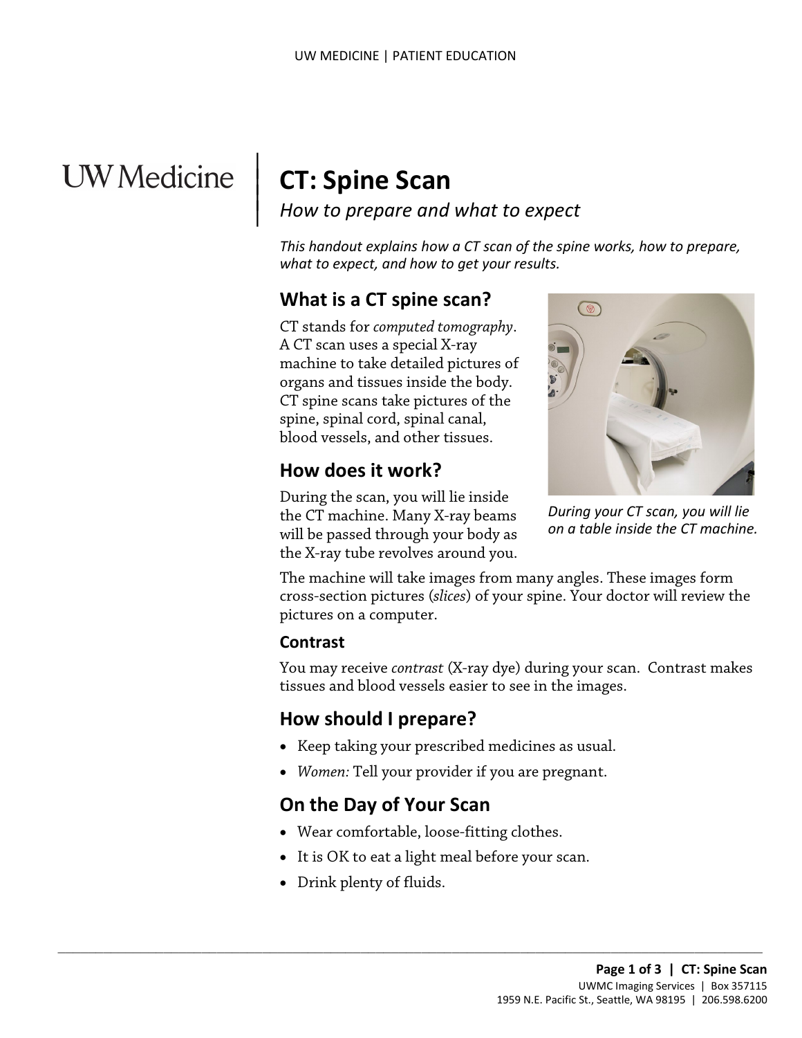# CT: Spine Scan

*How to prepare and what to expect*

*This handout explains how a CT scan of the spine works, how to prepare, what to expect, and how to get your results.*

## What is a CT spine scan?

CT stands for *computed tomography*. A CT scan uses a special X-ray machine to take detailed pictures of organs and tissues inside the body. CT spine scans take pictures of the spine, spinal cord, spinal canal, blood vessels, and other tissues.

*During your CT scan, you will lie on a table inside the CT machine.*

## How does it work?

During the scan, you will lie inside the CT machine. Many X-ray beams will be passed through your body as the X-ray tube revolves around you.

The machine will take images from many angles. These images form cross-section pictures (*slices*) of your spine. Your doctor will review the pictures on a computer.

### Contrast

You may receive *contrast* (X-ray dye) during your scan. Contrast makes tissues and blood vessels easier to see in the images.

## How should I prepare?

- Keep taking your prescribed medicines as usual.
- *Women:* Tell your provider if you are pregnant.

## On the Day of Your Scan

- Wear comfortable, loose-fitting clothes.
- It is OK to eat a light meal before your scan.
- Drink plenty of fluids.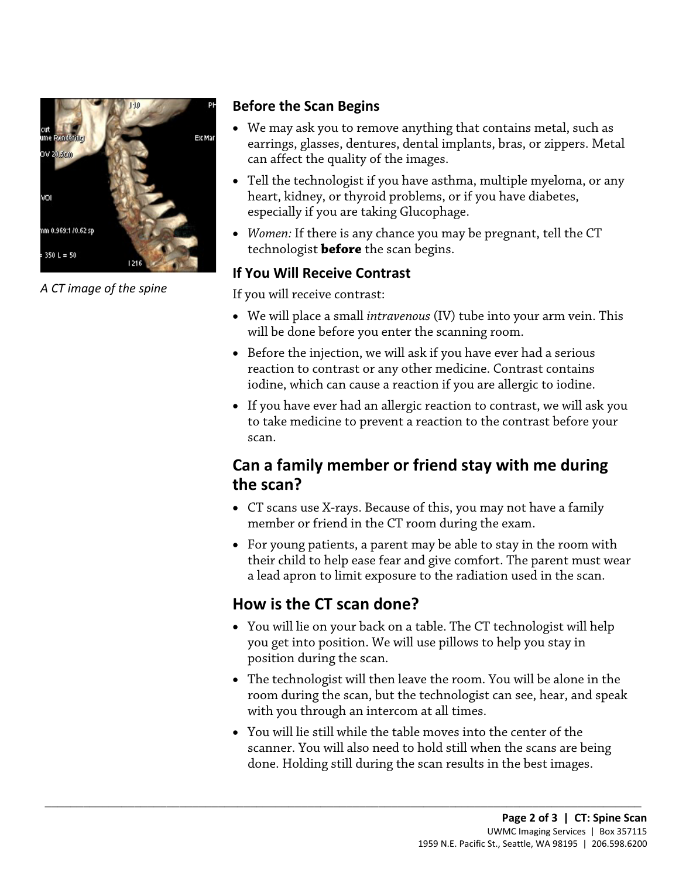A CT image of the spine

### Before the Scan Begins

- We may ask you to remove anything that contains metal, such as earrings, glasses, dentures, dental implants, bras, or zippers. Metal can affect the quality of the images.
- Tell the technologist if you have asthma, multiple myeloma, or any heart, kidney, or thyroid problems, or if you have diabetes, especially if you are taking Glucophage.
- *Women:* If there is any chance you may be pregnant, tell the CT technologist **before** the scan begins.

### If You Will Receive Contrast

If you will receive contrast:

- We will place a small *intravenous* (IV) tube into your arm vein. This will be done before you enter the scanning room.
- Before the injection, we will ask if you have ever had a serious reaction to contrast or any other medicine. Contrast contains iodine, which can cause a reaction if you are allergic to iodine.
- If you have ever had an allergic reaction to contrast, we will ask you to take medicine to prevent a reaction to the contrast before your scan.

## Can a family member or friend stay with me during the scan?

- CT scans use X-rays. Because of this, you may not have a family member or friend in the CT room during the exam.
- For young patients, a parent may be able to stay in the room with their child to help ease fear and give comfort. The parent must wear a lead apron to limit exposure to the radiation used in the scan.

## How is the CT scan done?

- You will lie on your back on a table. The CT technologist will help you get into position. We will use pillows to help you stay in position during the scan.
- The technologist will then leave the room. You will be alone in the room during the scan, but the technologist can see, hear, and speak with you through an intercom at all times.
- You will lie still while the table moves into the center of the scanner. You will also need to hold still when the scans are being done. Holding still during the scan results in the best images.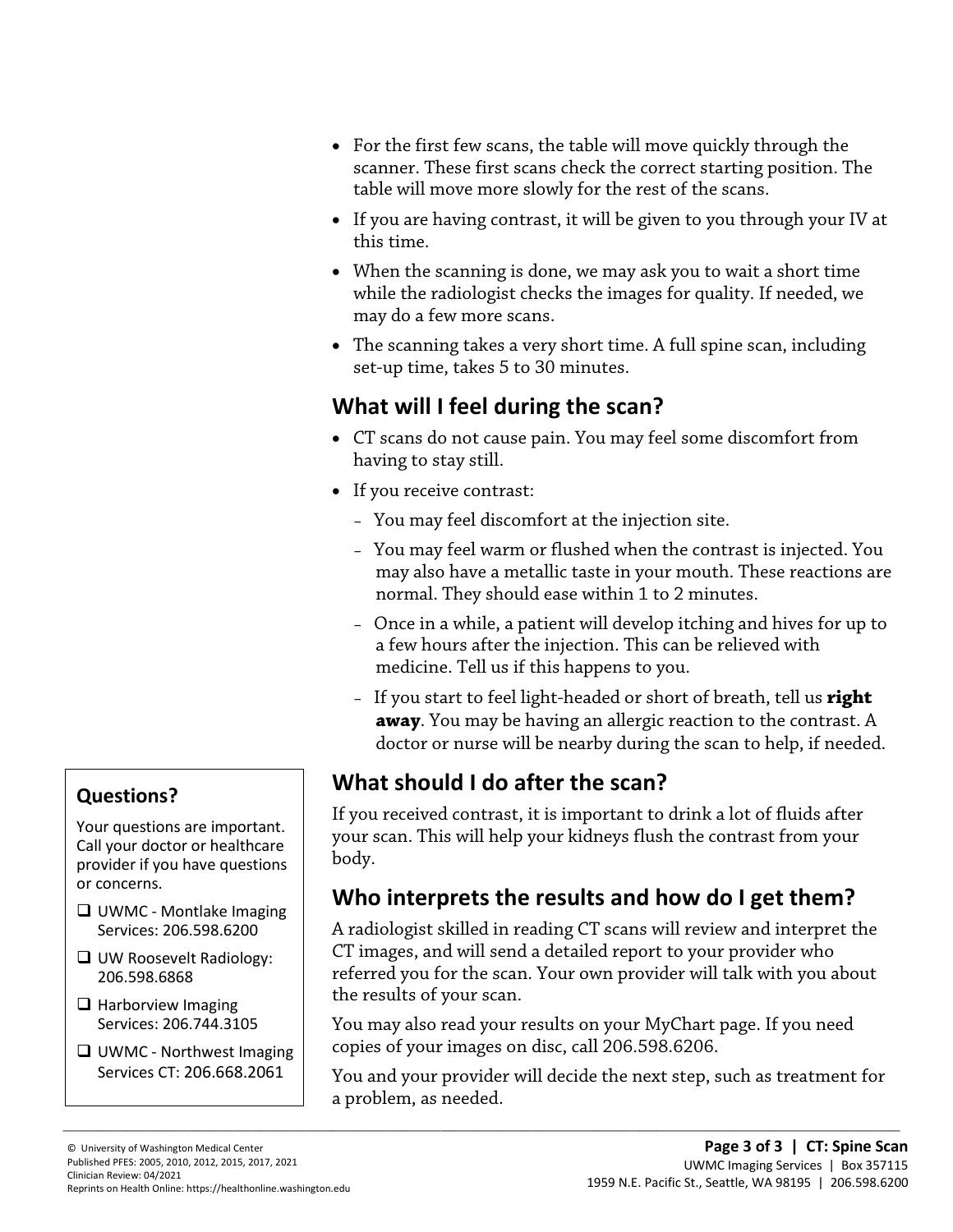- For the first few scans, the table will move quickly through the scanner. These first scans check the correct starting position. The table will move more slowly for the rest of the scans.
- If you are having contrast, it will be given to you through your IV at this time.
- When the scanning is done, we may ask you to wait a short time while the radiologist checks the images for quality. If needed, we may do a few more scans.
- The scanning takes a very short time. A full spine scan, including set-up time, takes 5 to 30 minutes.

## What will I feel during the scan?

- CT scans do not cause pain. You may feel some discomfort from having to stay still.
- If you receive contrast:
  - You may feel discomfort at the injection site.
  - You may feel warm or flushed when the contrast is injected. You may also have a metallic taste in your mouth. These reactions are normal. They should ease within 1 to 2 minutes.
  - Once in a while, a patient will develop itching and hives for up to a few hours after the injection. This can be relieved with medicine. Tell us if this happens to you.
  - If you start to feel light-headed or short of breath, tell us **right away**. You may be having an allergic reaction to the contrast. A doctor or nurse will be nearby during the scan to help, if needed.

## What should I do after the scan?

If you received contrast, it is important to drink a lot of fluids after your scan. This will help your kidneys flush the contrast from your body.

## Who interprets the results and how do I get them?

A radiologist skilled in reading CT scans will review and interpret the CT images, and will send a detailed report to your provider who referred you for the scan. Your own provider will talk with you about the results of your scan.

You may also read your results on your MyChart page. If you need copies of your images on disc, call 206.598.6206.

You and your provider will decide the next step, such as treatment for a problem, as needed.

### Questions?

Your questions are important. Call your doctor or healthcare provider if you have questions or concerns.

- ❑ UWMC - Montlake Imaging Services: 206.598.6200
- ❑ UW Roosevelt Radiology: 206.598.6868
- ❑ Harborview Imaging Services: 206.744.3105
- ❑ UWMC - Northwest Imaging Services CT: 206.668.2061

© University of Washington Medical Center
Published PFES: 2005, 2010, 2012, 2015, 2017, 2021
Clinician Review: 04/2021
Reprints on Health Online: https://healthonline.washington.edu

UWMC Imaging Services | Box 357115
1959 N.E. Pacific St., Seattle, WA 98195 | 206.598.6200